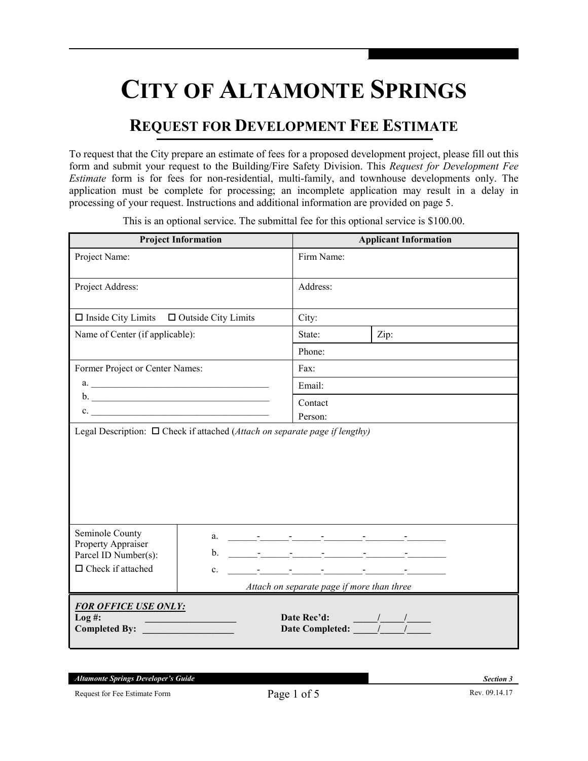# CITY OF ALTAMONTE SPRINGS

## REQUEST FOR DEVELOPMENT FEE ESTIMATE

To request that the City prepare an estimate of fees for a proposed development project, please fill out this form and submit your request to the Building/Fire Safety Division. This *Request for Development Fee Estimate* form is for fees for non-residential, multi-family, and townhouse developments only. The application must be complete for processing; an incomplete application may result in a delay in processing of your request. Instructions and additional information are provided on page 5.

This is an optional service. The submittal fee for this optional service is $100.00.

| Project Information | Applicant Information | |
|---|---|---|
| Project Name: | Firm Name: | |
| Project Address: | Address: | |
| ☐ Inside City Limits ☐ Outside City Limits | City: | |
| Name of Center (if applicable): | State: | Zip: |
| | Phone: | |
| Former Project or Center Names: a. ____ b. ____ c. ____ | Fax: | |
| | Email: | |
| | Contact Person: | |

Legal Description: ☐ Check if attached (*Attach on separate page if lengthy)*

| Seminole County Property Appraiser Parcel ID Number(s): ☐ Check if attached | a. \_\_\_\_\_\_-\_\_\_\_\_\_-\_\_\_\_\_\_-\_\_\_\_\_\_\_\_-\_\_\_\_\_\_\_\_-\_\_\_\_\_\_\_\_ |
|---|---|
| | b. \_\_\_\_\_\_-\_\_\_\_\_\_-\_\_\_\_\_\_-\_\_\_\_\_\_\_\_-\_\_\_\_\_\_\_\_-\_\_\_\_\_\_\_\_ |
| | c. \_\_\_\_\_\_-\_\_\_\_\_\_-\_\_\_\_\_\_-\_\_\_\_\_\_\_\_-\_\_\_\_\_\_\_\_-\_\_\_\_\_\_\_\_ |
| | *Attach on separate page if more than three* |

***FOR OFFICE USE ONLY:***

**Log #:** ___________________ **Date Rec'd:** _____/_____/_____

**Completed By:** ___________________ **Date Completed:** _____/_____/_____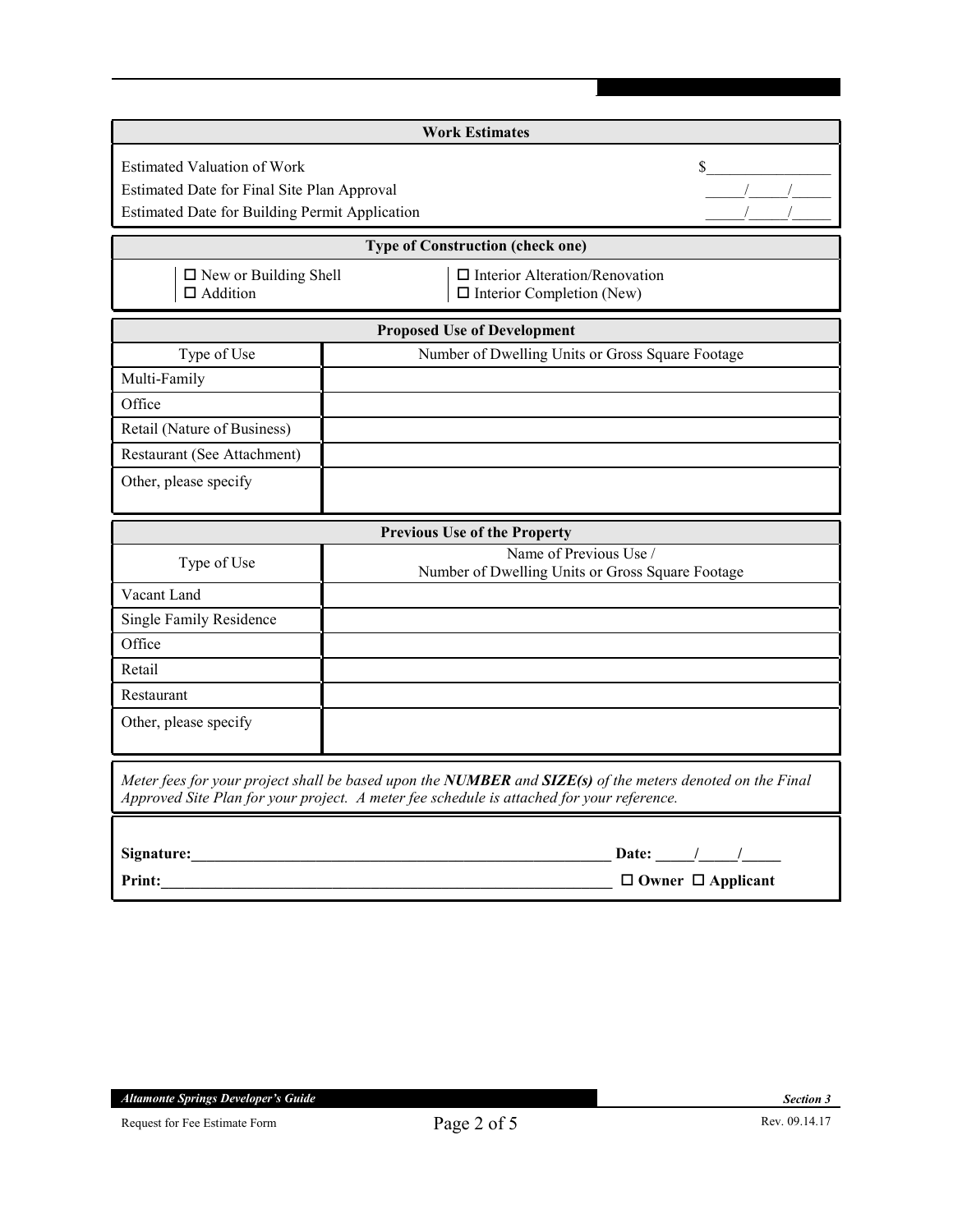## Work Estimates

| | |
|---|---|
| Estimated Valuation of Work | $_______________ |
| Estimated Date for Final Site Plan Approval | _____/_____/_____ |
| Estimated Date for Building Permit Application | _____/_____/_____ |

## Type of Construction (check one)

- ☐ New or Building Shell
- ☐ Addition
- ☐ Interior Alteration/Renovation
- ☐ Interior Completion (New)

## Proposed Use of Development

| Type of Use | Number of Dwelling Units or Gross Square Footage |
|---|---|
| Multi-Family | |
| Office | |
| Retail (Nature of Business) | |
| Restaurant (See Attachment) | |
| Other, please specify | |

## Previous Use of the Property

| Type of Use | Name of Previous Use / Number of Dwelling Units or Gross Square Footage |
|---|---|
| Vacant Land | |
| Single Family Residence | |
| Office | |
| Retail | |
| Restaurant | |
| Other, please specify | |

*Meter fees for your project shall be based upon the* ***NUMBER*** *and* ***SIZE(s)*** *of the meters denoted on the Final Approved Site Plan for your project. A meter fee schedule is attached for your reference.*

**Signature:**_______________________________________________________ **Date:** _____/_____/_____

**Print:**__________________________________________________________ ☐ **Owner** ☐ **Applicant**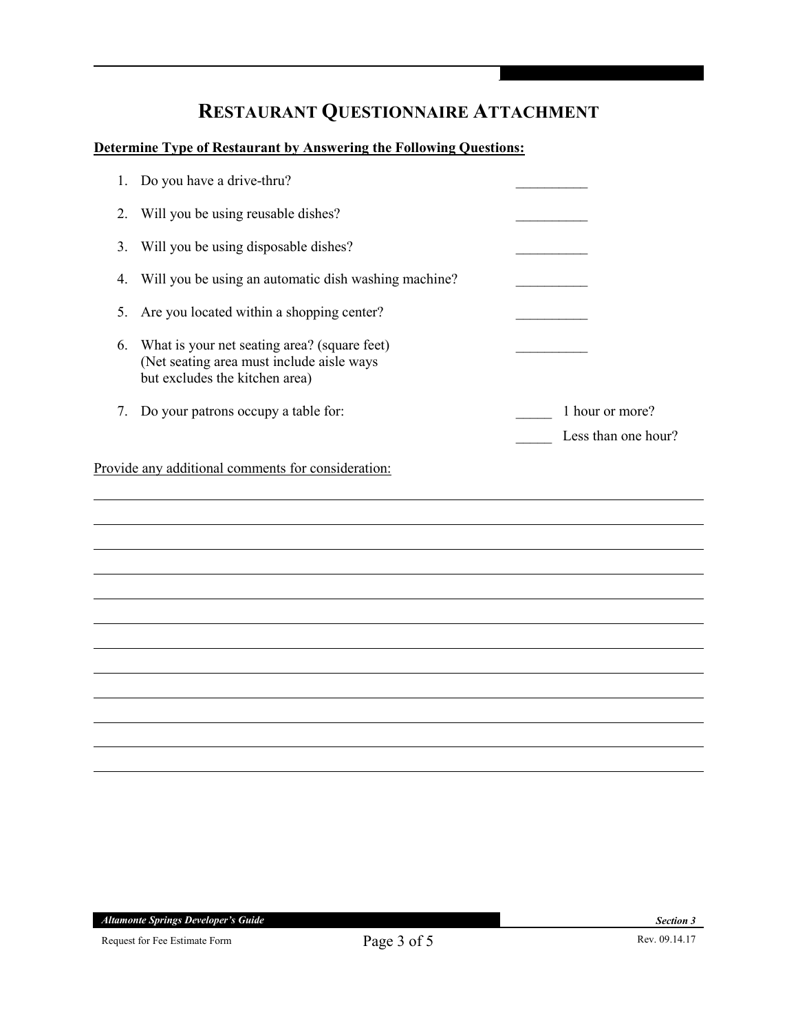# RESTAURANT QUESTIONNAIRE ATTACHMENT

**Determine Type of Restaurant by Answering the Following Questions:**

1. Do you have a drive-thru? __________
2. Will you be using reusable dishes? __________
3. Will you be using disposable dishes? __________
4. Will you be using an automatic dish washing machine? __________
5. Are you located within a shopping center? __________
6. What is your net seating area? (square feet) __________
   (Net seating area must include aisle ways
   but excludes the kitchen area)
7. Do your patrons occupy a table for:
   _____ 1 hour or more?
   _____ Less than one hour?

Provide any additional comments for consideration:

______________________________________________________________________________

______________________________________________________________________________

______________________________________________________________________________

______________________________________________________________________________

______________________________________________________________________________

______________________________________________________________________________

______________________________________________________________________________

______________________________________________________________________________

______________________________________________________________________________

______________________________________________________________________________

______________________________________________________________________________

______________________________________________________________________________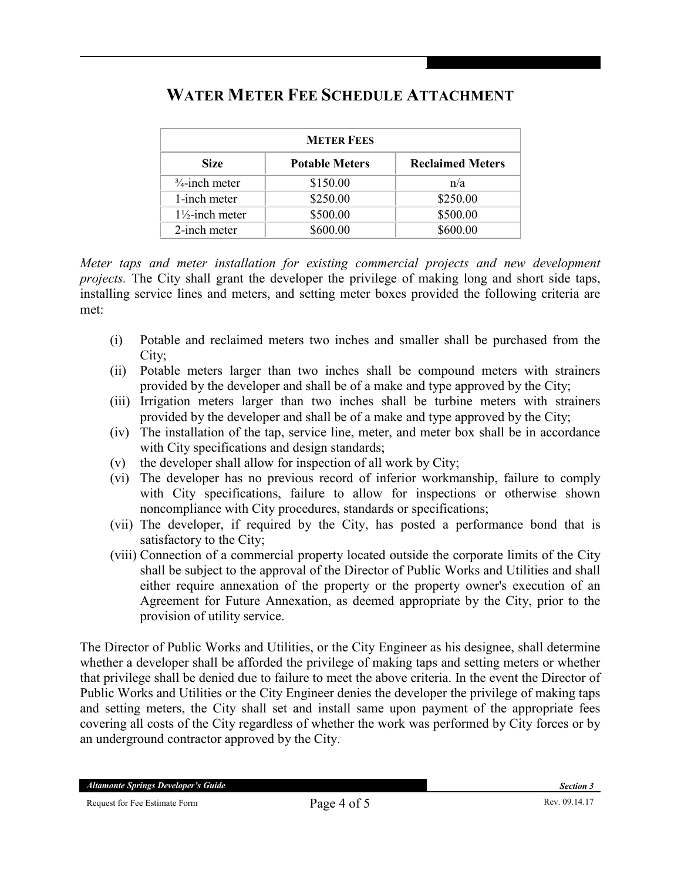# WATER METER FEE SCHEDULE ATTACHMENT

| METER FEES | | |
|---|---|---|
| **Size** | **Potable Meters** | **Reclaimed Meters** |
| ¾-inch meter | $150.00 | n/a |
| 1-inch meter | $250.00 | $250.00 |
| 1½-inch meter | $500.00 | $500.00 |
| 2-inch meter | $600.00 | $600.00 |

*Meter taps and meter installation for existing commercial projects and new development projects.* The City shall grant the developer the privilege of making long and short side taps, installing service lines and meters, and setting meter boxes provided the following criteria are met:

(i) Potable and reclaimed meters two inches and smaller shall be purchased from the City;

(ii) Potable meters larger than two inches shall be compound meters with strainers provided by the developer and shall be of a make and type approved by the City;

(iii) Irrigation meters larger than two inches shall be turbine meters with strainers provided by the developer and shall be of a make and type approved by the City;

(iv) The installation of the tap, service line, meter, and meter box shall be in accordance with City specifications and design standards;

(v) the developer shall allow for inspection of all work by City;

(vi) The developer has no previous record of inferior workmanship, failure to comply with City specifications, failure to allow for inspections or otherwise shown noncompliance with City procedures, standards or specifications;

(vii) The developer, if required by the City, has posted a performance bond that is satisfactory to the City;

(viii) Connection of a commercial property located outside the corporate limits of the City shall be subject to the approval of the Director of Public Works and Utilities and shall either require annexation of the property or the property owner's execution of an Agreement for Future Annexation, as deemed appropriate by the City, prior to the provision of utility service.

The Director of Public Works and Utilities, or the City Engineer as his designee, shall determine whether a developer shall be afforded the privilege of making taps and setting meters or whether that privilege shall be denied due to failure to meet the above criteria. In the event the Director of Public Works and Utilities or the City Engineer denies the developer the privilege of making taps and setting meters, the City shall set and install same upon payment of the appropriate fees covering all costs of the City regardless of whether the work was performed by City forces or by an underground contractor approved by the City.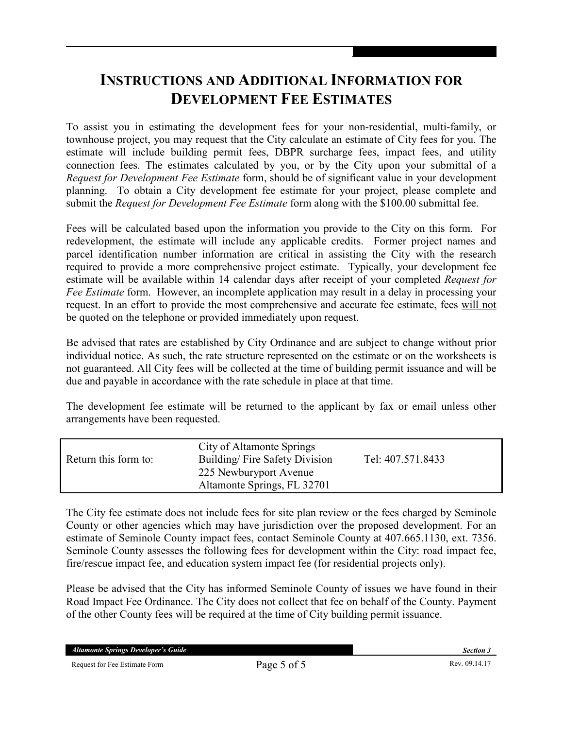# INSTRUCTIONS AND ADDITIONAL INFORMATION FOR DEVELOPMENT FEE ESTIMATES

To assist you in estimating the development fees for your non-residential, multi-family, or townhouse project, you may request that the City calculate an estimate of City fees for you. The estimate will include building permit fees, DBPR surcharge fees, impact fees, and utility connection fees. The estimates calculated by you, or by the City upon your submittal of a *Request for Development Fee Estimate* form, should be of significant value in your development planning. To obtain a City development fee estimate for your project, please complete and submit the *Request for Development Fee Estimate* form along with the $100.00 submittal fee.

Fees will be calculated based upon the information you provide to the City on this form. For redevelopment, the estimate will include any applicable credits. Former project names and parcel identification number information are critical in assisting the City with the research required to provide a more comprehensive project estimate. Typically, your development fee estimate will be available within 14 calendar days after receipt of your completed *Request for Fee Estimate* form. However, an incomplete application may result in a delay in processing your request. In an effort to provide the most comprehensive and accurate fee estimate, fees <u>will not</u> be quoted on the telephone or provided immediately upon request.

Be advised that rates are established by City Ordinance and are subject to change without prior individual notice. As such, the rate structure represented on the estimate or on the worksheets is not guaranteed. All City fees will be collected at the time of building permit issuance and will be due and payable in accordance with the rate schedule in place at that time.

The development fee estimate will be returned to the applicant by fax or email unless other arrangements have been requested.

| | | |
|---|---|---|
| Return this form to: | City of Altamonte Springs<br>Building/ Fire Safety Division<br>225 Newburyport Avenue<br>Altamonte Springs, FL 32701 | Tel: 407.571.8433 |

The City fee estimate does not include fees for site plan review or the fees charged by Seminole County or other agencies which may have jurisdiction over the proposed development. For an estimate of Seminole County impact fees, contact Seminole County at 407.665.1130, ext. 7356. Seminole County assesses the following fees for development within the City: road impact fee, fire/rescue impact fee, and education system impact fee (for residential projects only).

Please be advised that the City has informed Seminole County of issues we have found in their Road Impact Fee Ordinance. The City does not collect that fee on behalf of the County. Payment of the other County fees will be required at the time of City building permit issuance.